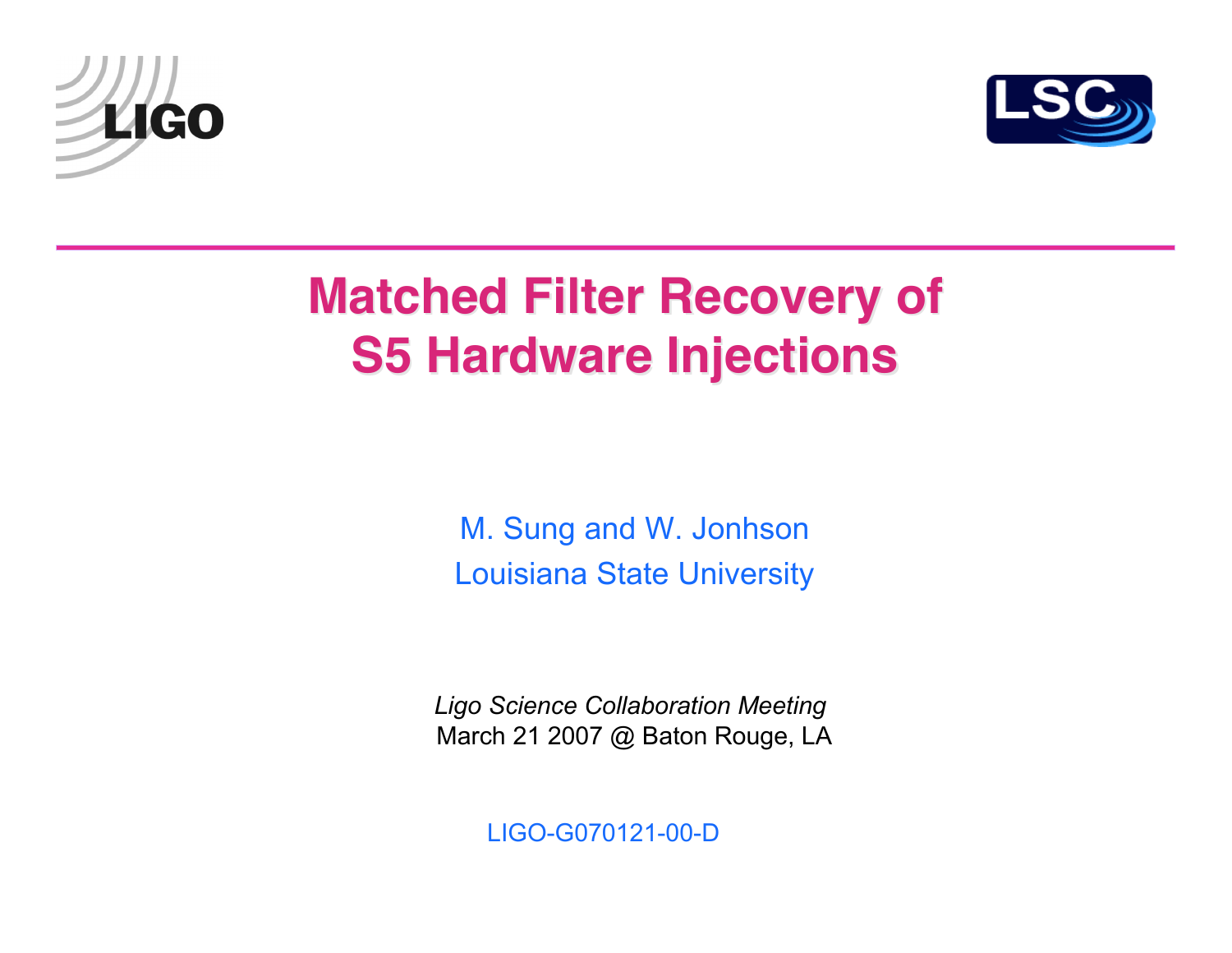LIGO

LSC

# Matched Filter Recovery of S5 Hardware Injections

M. Sung and W. Jonhson

Louisiana State University

*Ligo Science Collaboration Meeting*

March 21 2007 @ Baton Rouge, LA

LIGO-G070121-00-D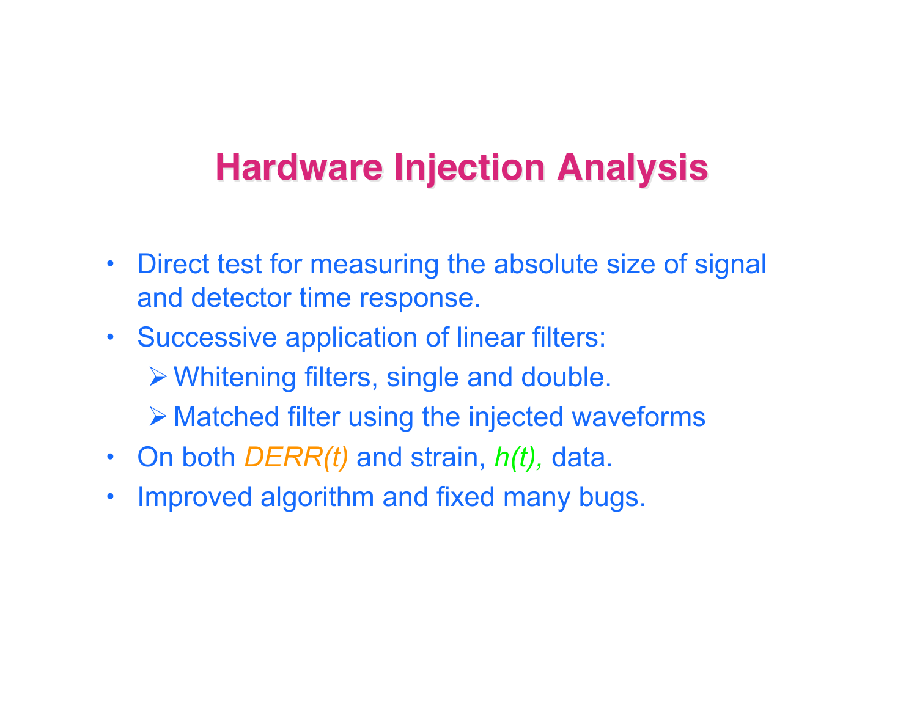# Hardware Injection Analysis

- Direct test for measuring the absolute size of signal and detector time response.
- Successive application of linear filters:
  - Whitening filters, single and double.
  - Matched filter using the injected waveforms
- On both *DERR(t)* and strain, *h(t),* data.
- Improved algorithm and fixed many bugs.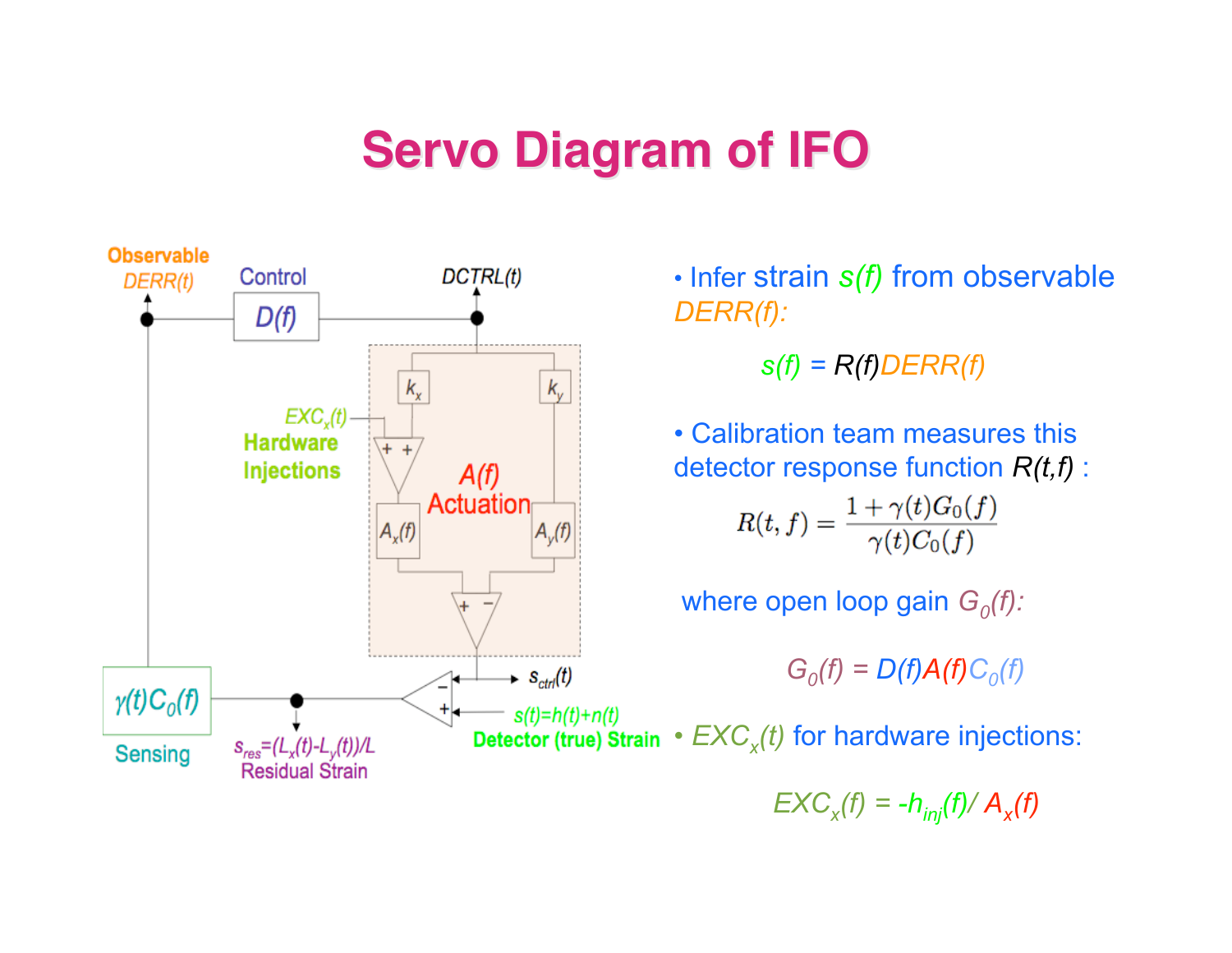# Servo Diagram of IFO

Observable $DERR(t)$

Control $D(f)$

$DCTRL(t)$

$k_x$ $k_y$

$EXC_x(t)$

Hardware Injections

$A(f)$ Actuation

$A_x(f)$ $A_y(f)$

$s_{ctrl}(t)$

$s(t)=h(t)+n(t)$

Detector (true) Strain

$\gamma(t)C_0(f)$

Sensing

$s_{res}=(L_x(t)-L_y(t))/L$

Residual Strain

- Infer strain $s(f)$ from observable $DERR(f)$:

$$s(f) = R(f)DERR(f)$$

- Calibration team measures this detector response function $R(t,f)$ :

$$R(t, f) = \frac{1 + \gamma(t)G_0(f)}{\gamma(t)C_0(f)}$$

where open loop gain $G_0(f)$:

$$G_0(f) = D(f)A(f)C_0(f)$$

- $EXC_x(t)$ for hardware injections:

$$EXC_x(f) = -h_{inj}(f)/ A_x(f)$$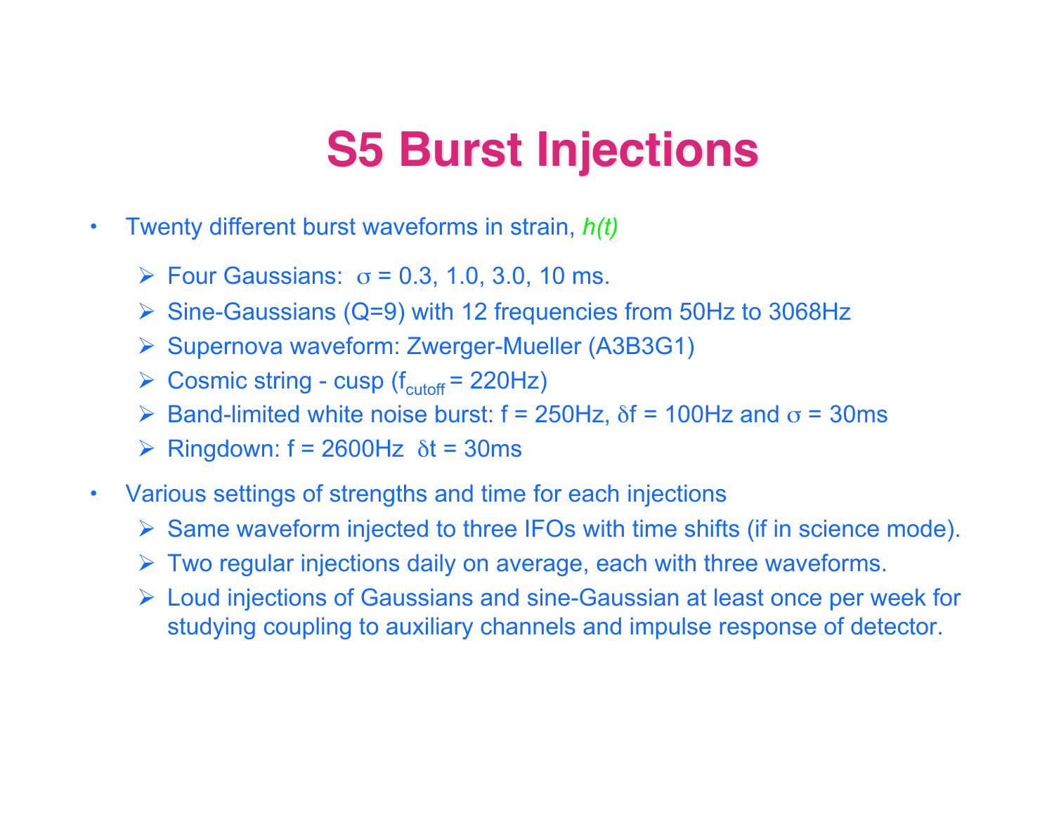# S5 Burst Injections

- Twenty different burst waveforms in strain, *h(t)*
  - Four Gaussians: $\sigma$ = 0.3, 1.0, 3.0, 10 ms.
  - Sine-Gaussians (Q=9) with 12 frequencies from 50Hz to 3068Hz
  - Supernova waveform: Zwerger-Mueller (A3B3G1)
  - Cosmic string - cusp ($f_{cutoff}$ = 220Hz)
  - Band-limited white noise burst: f = 250Hz, $\delta$f = 100Hz and $\sigma$ = 30ms
  - Ringdown: f = 2600Hz $\delta$t = 30ms
- Various settings of strengths and time for each injections
  - Same waveform injected to three IFOs with time shifts (if in science mode).
  - Two regular injections daily on average, each with three waveforms.
  - Loud injections of Gaussians and sine-Gaussian at least once per week for studying coupling to auxiliary channels and impulse response of detector.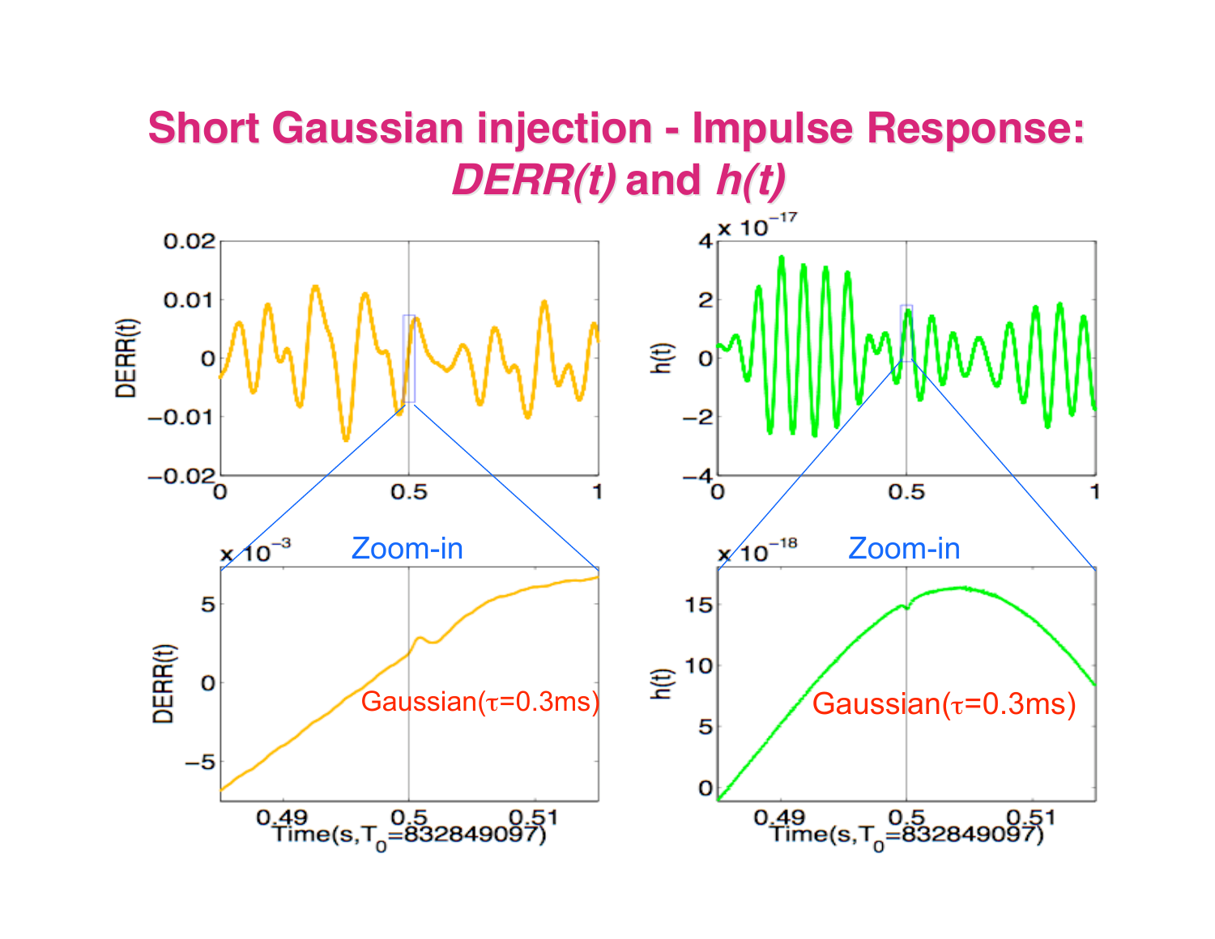# Short Gaussian injection - Impulse Response: *DERR(t)* and *h(t)*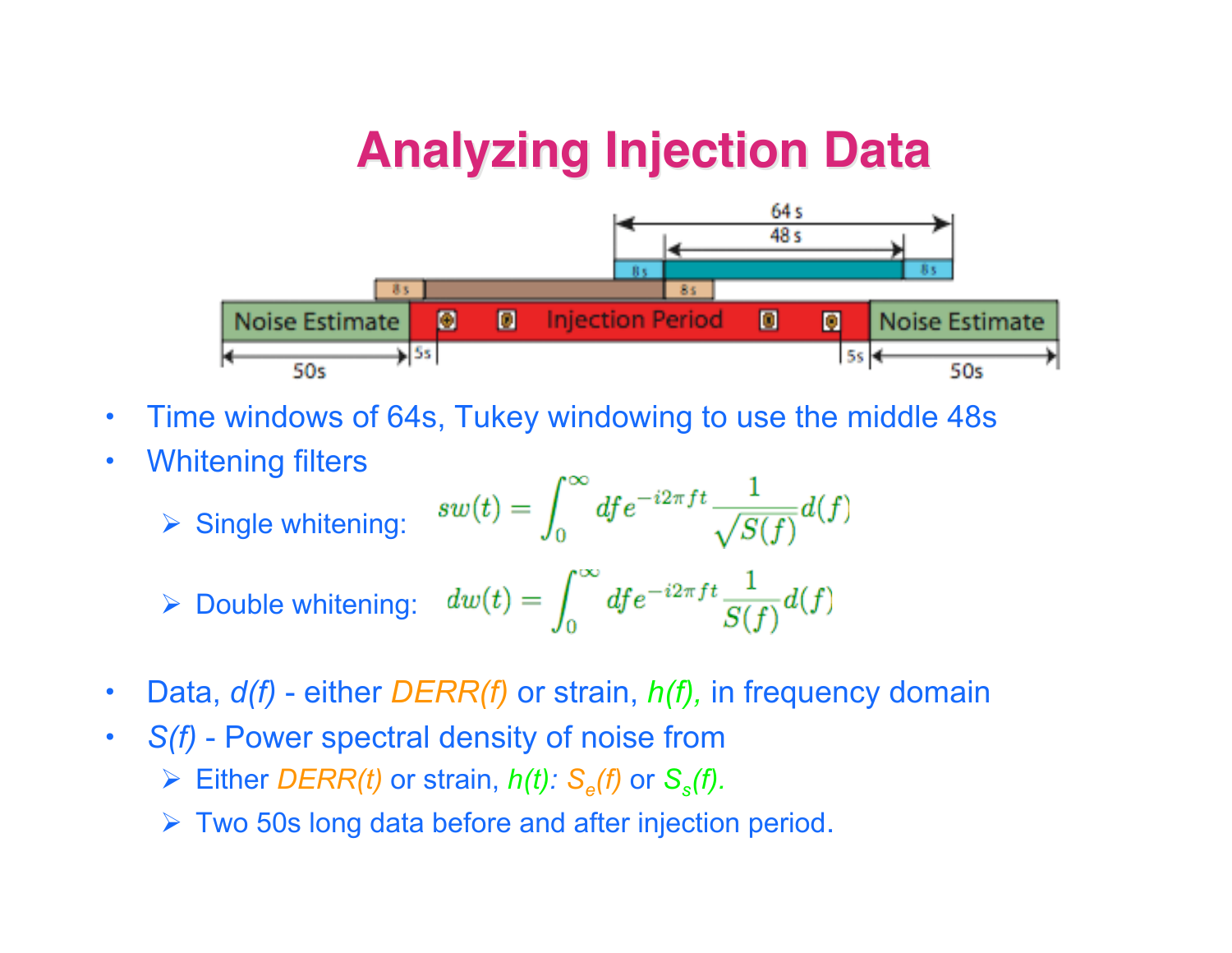# Analyzing Injection Data

- Time windows of 64s, Tukey windowing to use the middle 48s
- Whitening filters
  - Single whitening: $$sw(t) = \int_0^\infty df e^{-i2\pi ft} \frac{1}{\sqrt{S(f)}} d(f)$$
  - Double whitening: $$dw(t) = \int_0^\infty df e^{-i2\pi ft} \frac{1}{S(f)} d(f)$$
- Data, *d(f)* - either *DERR(f)* or strain, *h(f),* in frequency domain
- *S(f)* - Power spectral density of noise from
  - Either *DERR(t)* or strain, *h(t):* $S_e(f)$ or $S_s(f)$.
  - Two 50s long data before and after injection period.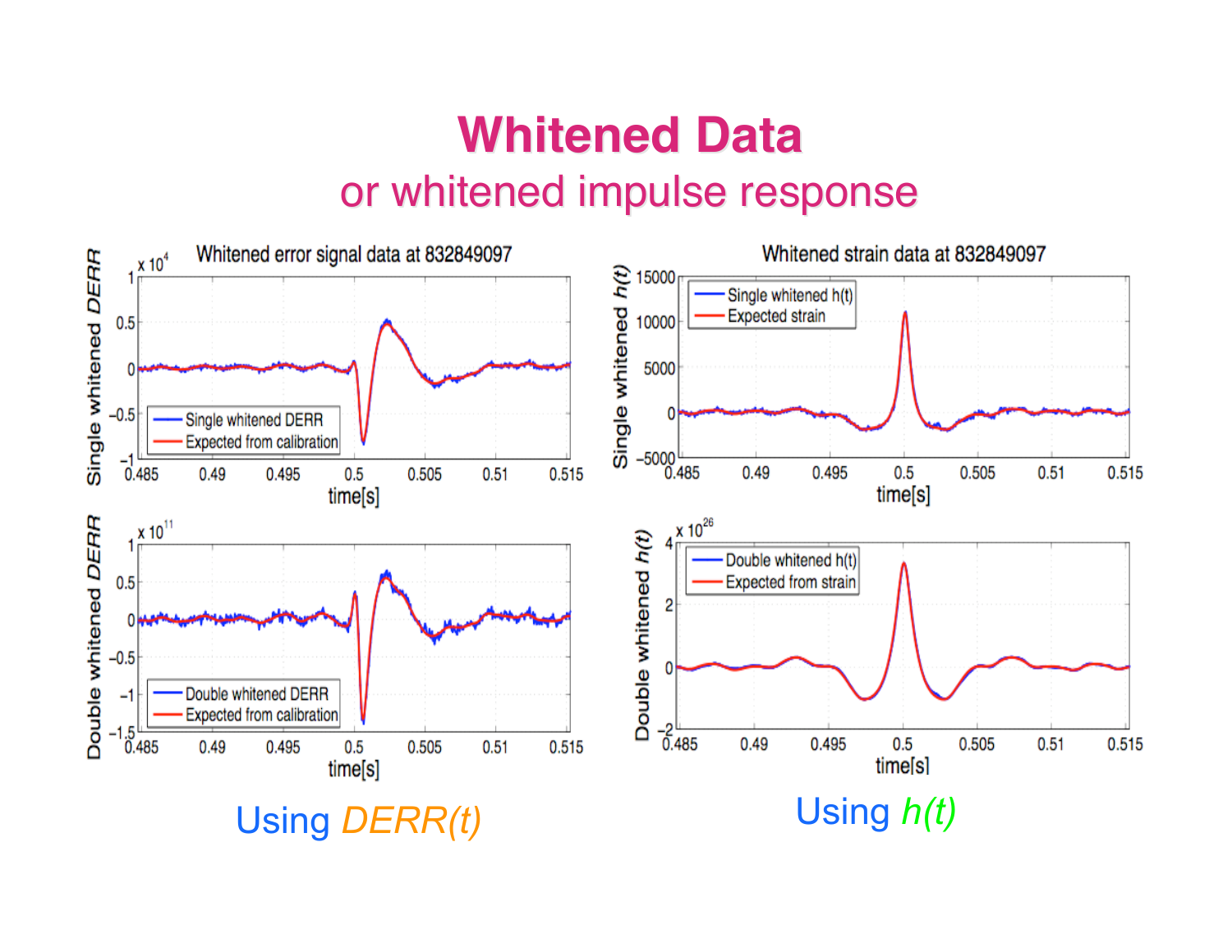# Whitened Data

## or whitened impulse response

Whitened error signal data at 832849097

Whitened strain data at 832849097

Using *DERR(t)*

Using *h(t)*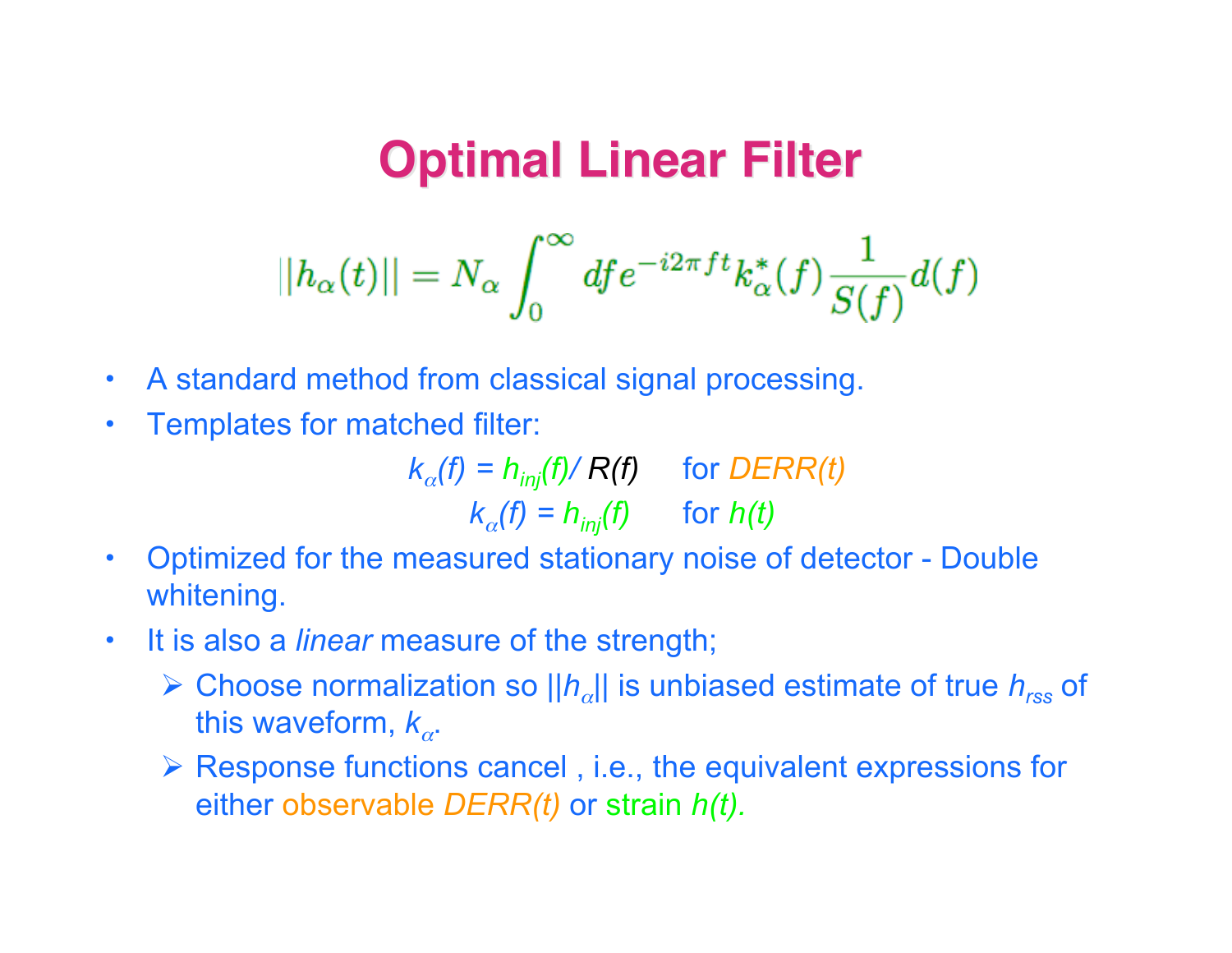# Optimal Linear Filter

$$||h_\alpha(t)|| = N_\alpha \int_0^\infty df e^{-i2\pi f t} k_\alpha^*(f) \frac{1}{S(f)} d(f)$$

- A standard method from classical signal processing.
- Templates for matched filter:

  $k_\alpha(f) = h_{inj}(f)/ R(f)$ for *DERR(t)*

  $k_\alpha(f) = h_{inj}(f)$ for *h(t)*
- Optimized for the measured stationary noise of detector - Double whitening.
- It is also a *linear* measure of the strength;
  - Choose normalization so $||h_\alpha||$ is unbiased estimate of true $h_{rss}$ of this waveform, $k_\alpha$.
  - Response functions cancel , i.e., the equivalent expressions for either observable *DERR(t)* or strain *h(t).*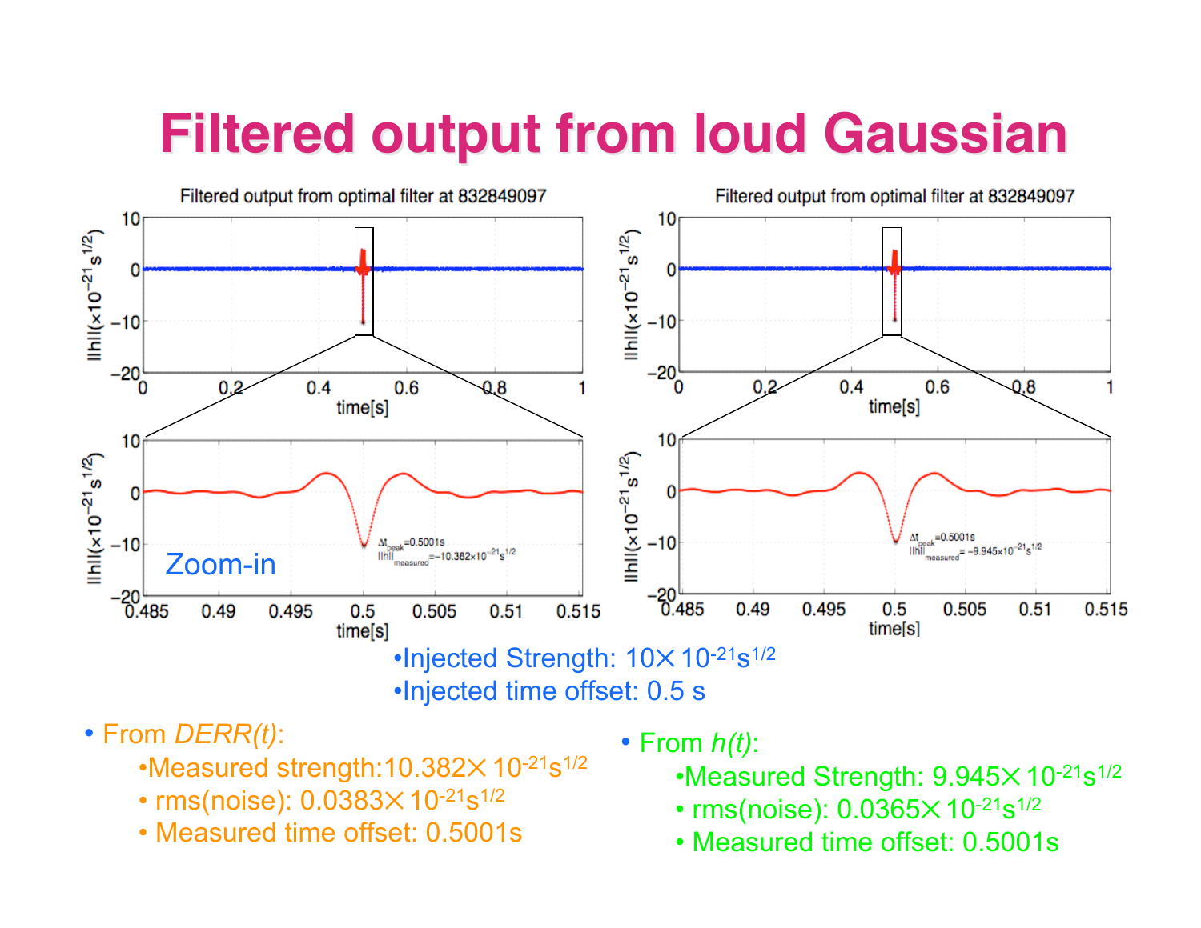# Filtered output from loud Gaussian

- Injected Strength: $10 \times 10^{-21} s^{1/2}$
- Injected time offset: 0.5 s

- From *DERR(t)*:
  - Measured strength: $10.382 \times 10^{-21} s^{1/2}$
  - rms(noise): $0.0383 \times 10^{-21} s^{1/2}$
  - Measured time offset: 0.5001s

- From *h(t)*:
  - Measured Strength: $9.945 \times 10^{-21} s^{1/2}$
  - rms(noise): $0.0365 \times 10^{-21} s^{1/2}$
  - Measured time offset: 0.5001s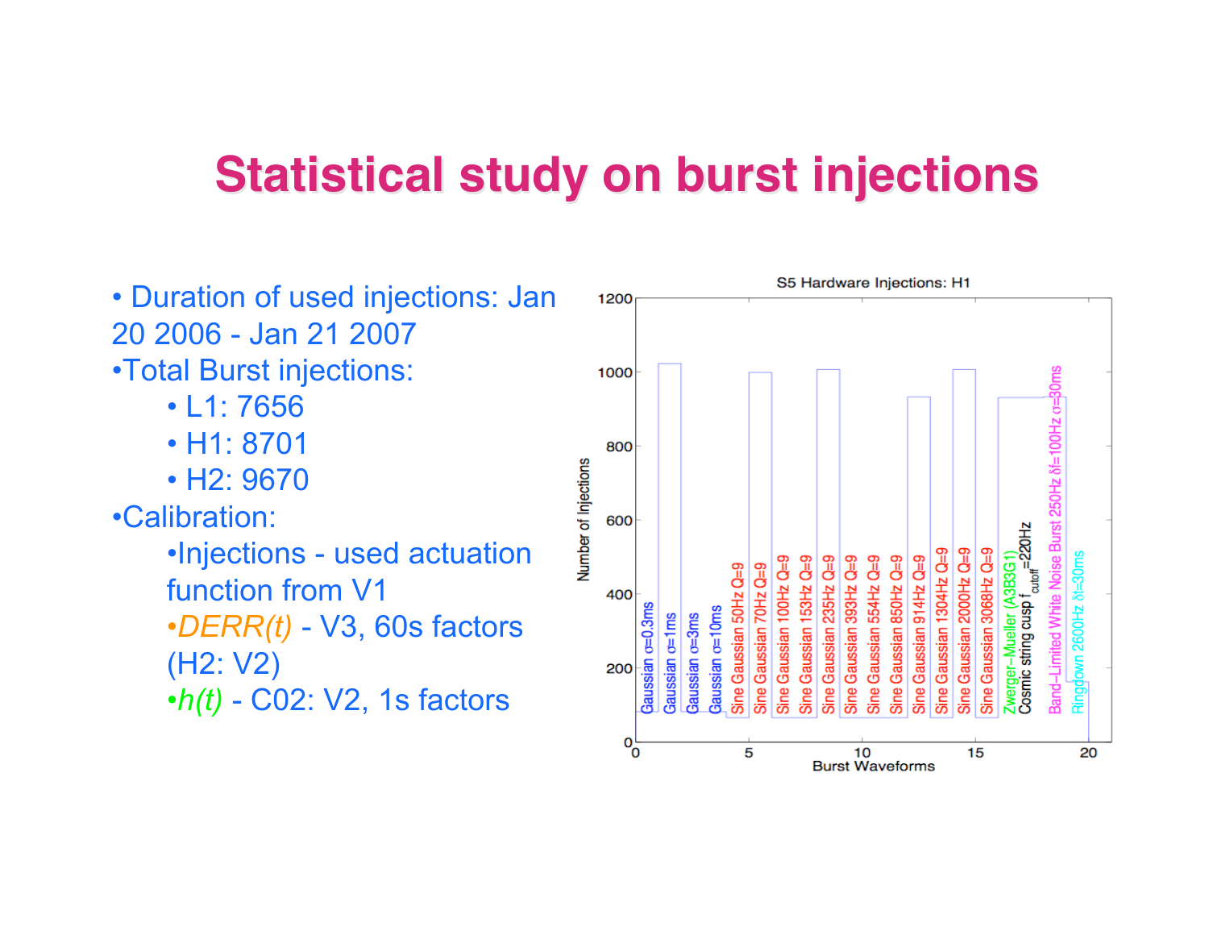# Statistical study on burst injections

- Duration of used injections: Jan 20 2006 - Jan 21 2007
- Total Burst injections:
  - L1: 7656
  - H1: 8701
  - H2: 9670
- Calibration:
  - Injections - used actuation function from V1
  - *DERR(t)* - V3, 60s factors (H2: V2)
  - *h(t)* - C02: V2, 1s factors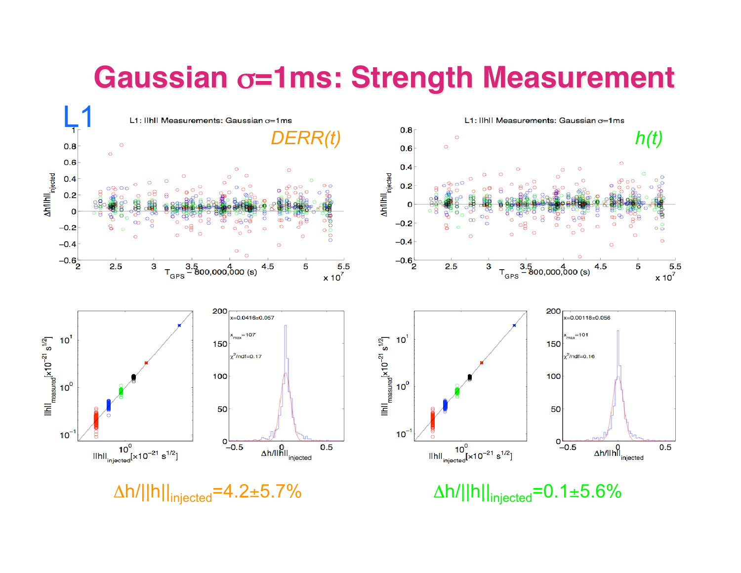# Gaussian $\sigma$=1ms: Strength Measurement

L1

*DERR(t)*

*h(t)*

$\Delta h/||h||_{injected}$=4.2±5.7%

$\Delta h/||h||_{injected}$=0.1±5.6%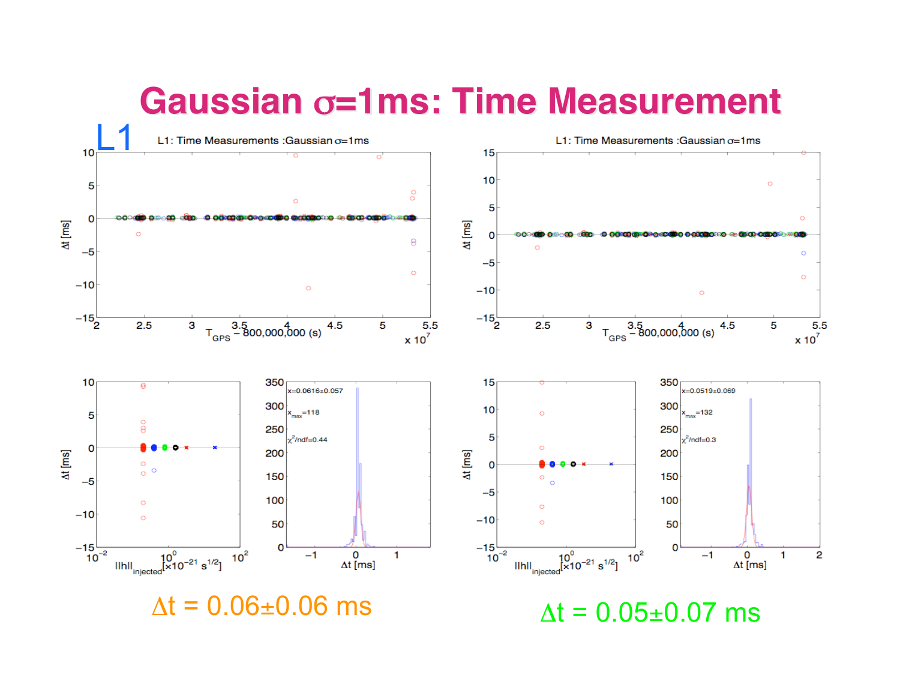# Gaussian σ=1ms: Time Measurement

L1

$\Delta t = 0.06 \pm 0.06$ ms

$\Delta t = 0.05 \pm 0.07$ ms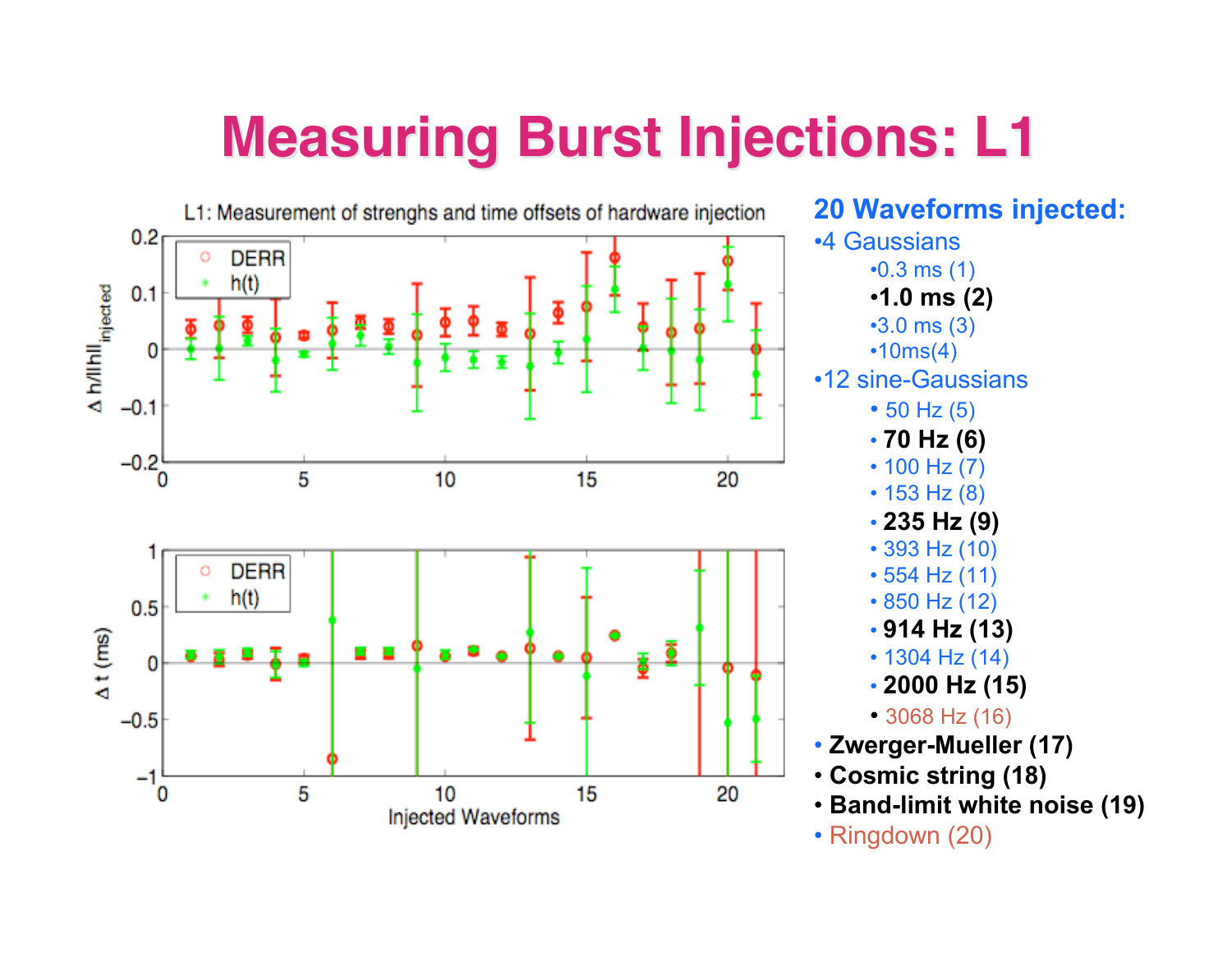# Measuring Burst Injections: L1

**20 Waveforms injected:**

- 4 Gaussians
  - 0.3 ms (1)
  - **1.0 ms (2)**
  - 3.0 ms (3)
  - 10ms(4)
- 12 sine-Gaussians
  - 50 Hz (5)
  - **70 Hz (6)**
  - 100 Hz (7)
  - 153 Hz (8)
  - **235 Hz (9)**
  - 393 Hz (10)
  - 554 Hz (11)
  - 850 Hz (12)
  - **914 Hz (13)**
  - 1304 Hz (14)
  - **2000 Hz (15)**
  - 3068 Hz (16)
- **Zwerger-Mueller (17)**
- **Cosmic string (18)**
- **Band-limit white noise (19)**
- Ringdown (20)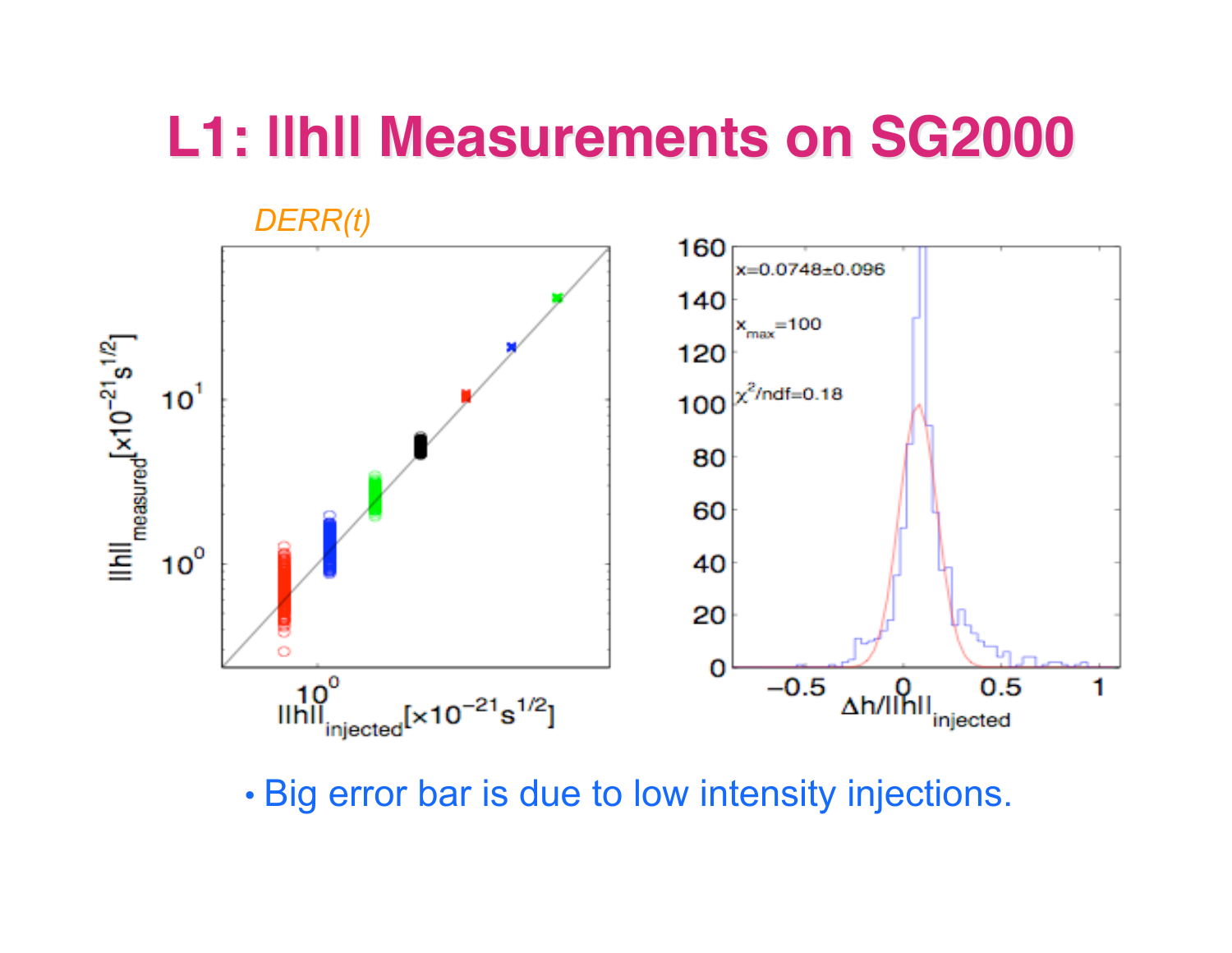# L1: llhll Measurements on SG2000

*DERR(t)*

- Big error bar is due to low intensity injections.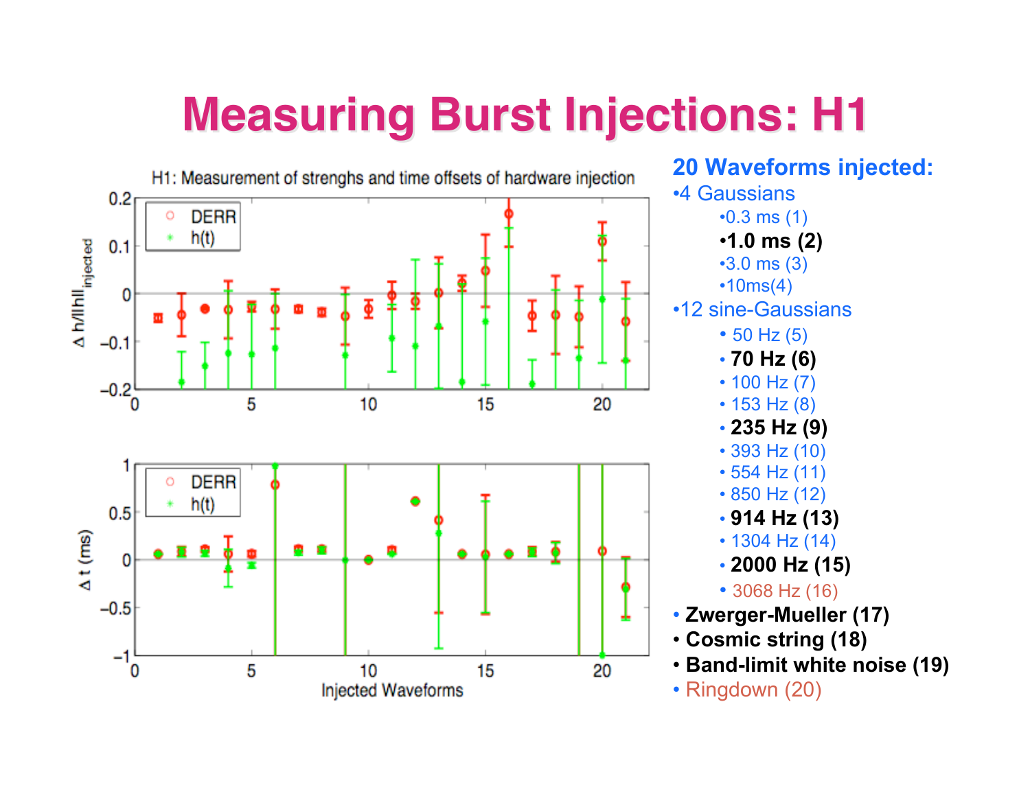# Measuring Burst Injections: H1

H1: Measurement of strenghs and time offsets of hardware injection

**20 Waveforms injected:**

- 4 Gaussians
  - 0.3 ms (1)
  - **1.0 ms (2)**
  - 3.0 ms (3)
  - 10ms(4)
- 12 sine-Gaussians
  - 50 Hz (5)
  - **70 Hz (6)**
  - 100 Hz (7)
  - 153 Hz (8)
  - **235 Hz (9)**
  - 393 Hz (10)
  - 554 Hz (11)
  - 850 Hz (12)
  - **914 Hz (13)**
  - 1304 Hz (14)
  - **2000 Hz (15)**
  - 3068 Hz (16)
- **Zwerger-Mueller (17)**
- **Cosmic string (18)**
- **Band-limit white noise (19)**
- Ringdown (20)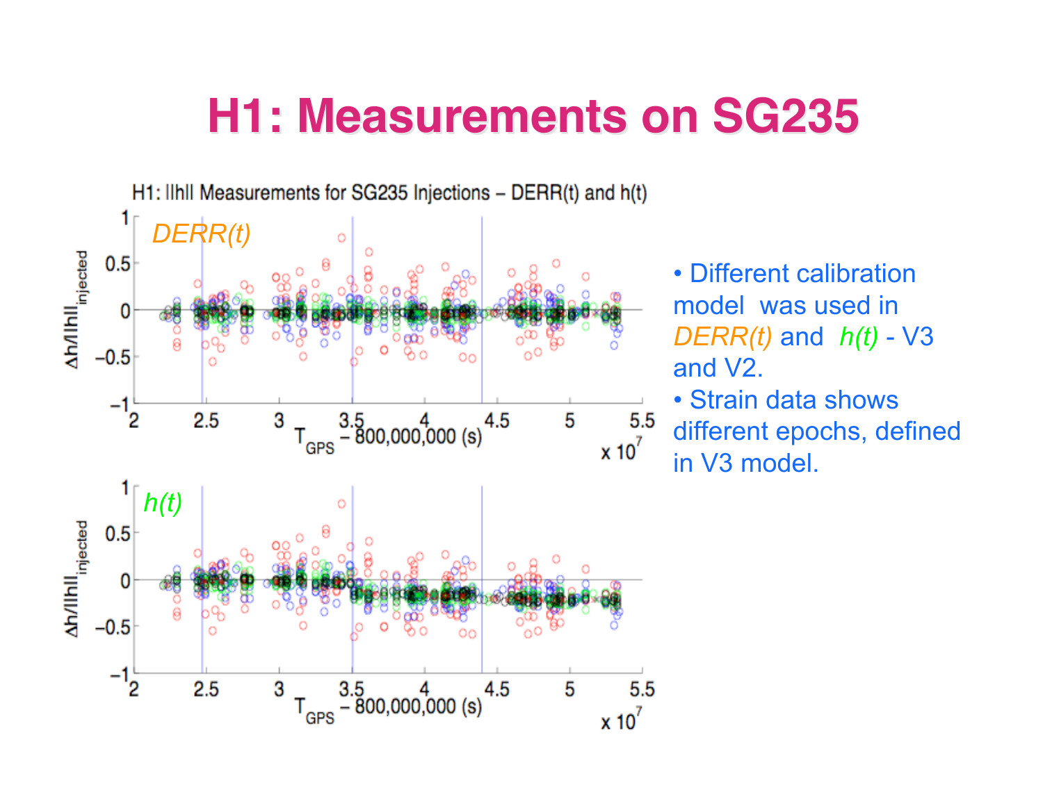# H1: Measurements on SG235

- Different calibration model was used in *DERR(t)* and *h(t)* - V3 and V2.
- Strain data shows different epochs, defined in V3 model.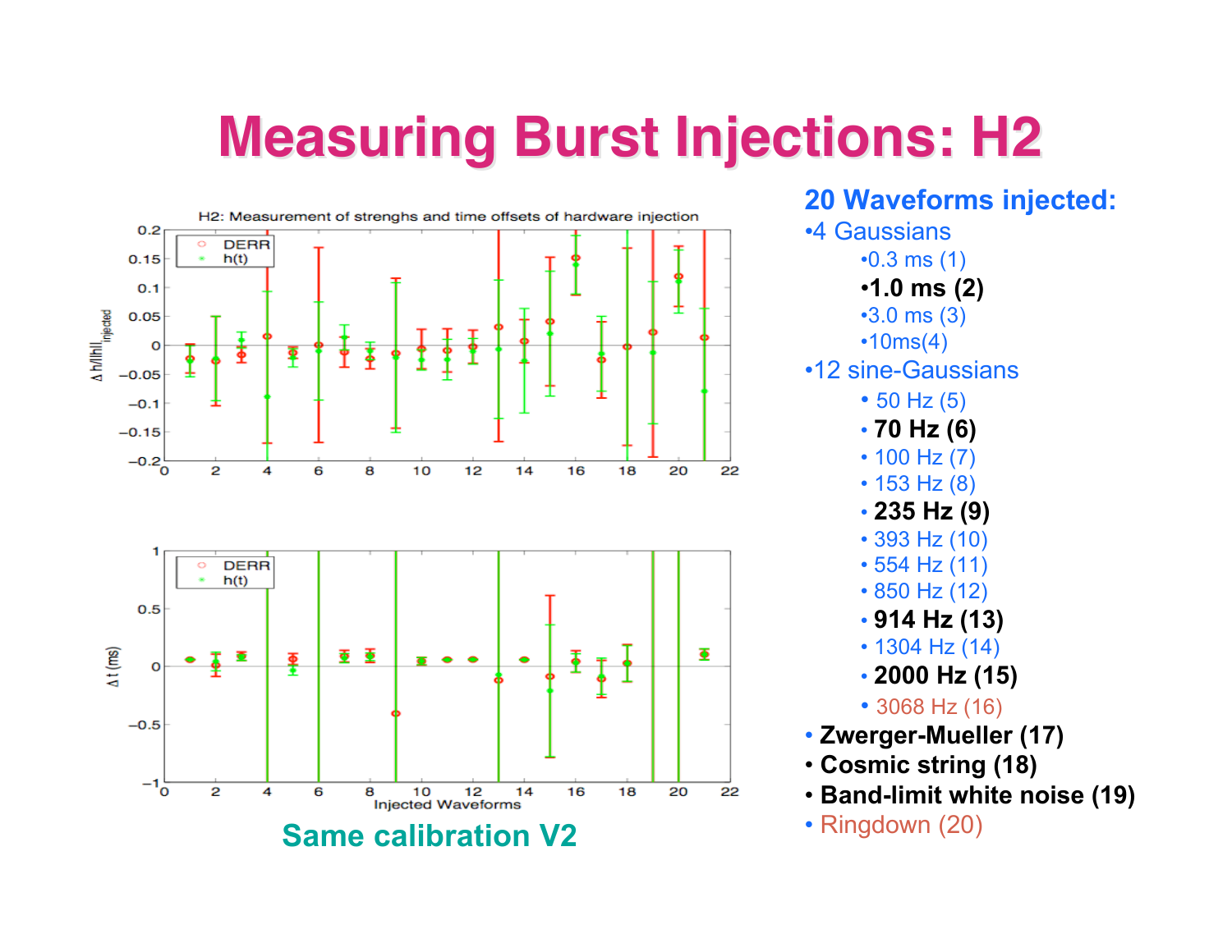# Measuring Burst Injections: H2

Same calibration V2

**20 Waveforms injected:**

- 4 Gaussians
  - 0.3 ms (1)
  - **1.0 ms (2)**
  - 3.0 ms (3)
  - 10ms(4)
- 12 sine-Gaussians
  - 50 Hz (5)
  - **70 Hz (6)**
  - 100 Hz (7)
  - 153 Hz (8)
  - **235 Hz (9)**
  - 393 Hz (10)
  - 554 Hz (11)
  - 850 Hz (12)
  - **914 Hz (13)**
  - 1304 Hz (14)
  - **2000 Hz (15)**
  - 3068 Hz (16)
- **Zwerger-Mueller (17)**
- **Cosmic string (18)**
- **Band-limit white noise (19)**
- Ringdown (20)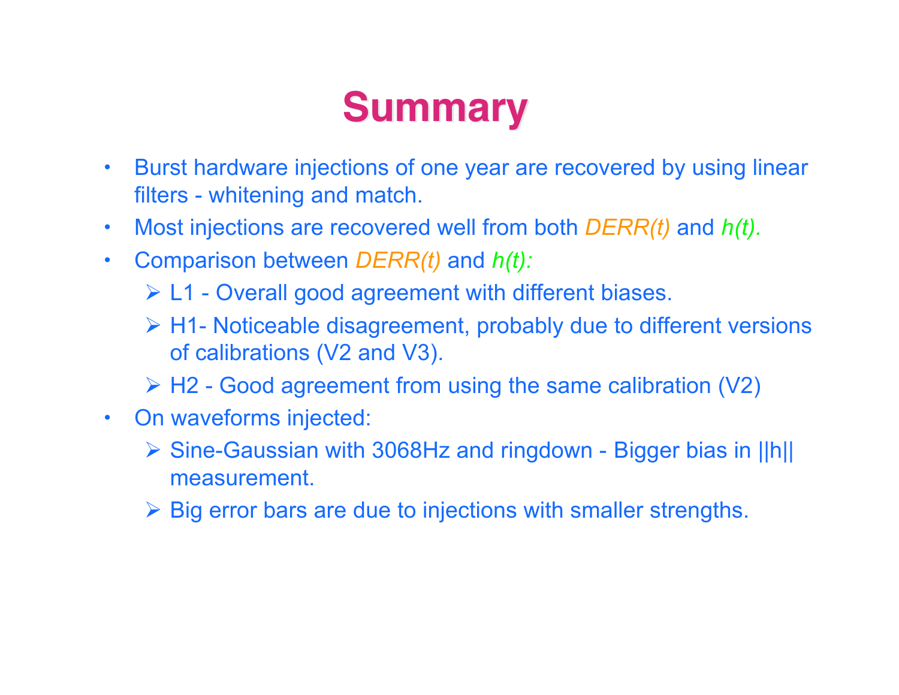# Summary

- Burst hardware injections of one year are recovered by using linear filters - whitening and match.
- Most injections are recovered well from both *DERR(t)* and *h(t).*
- Comparison between *DERR(t)* and *h(t):*
  - L1 - Overall good agreement with different biases.
  - H1- Noticeable disagreement, probably due to different versions of calibrations (V2 and V3).
  - H2 - Good agreement from using the same calibration (V2)
- On waveforms injected:
  - Sine-Gaussian with 3068Hz and ringdown - Bigger bias in ||h|| measurement.
  - Big error bars are due to injections with smaller strengths.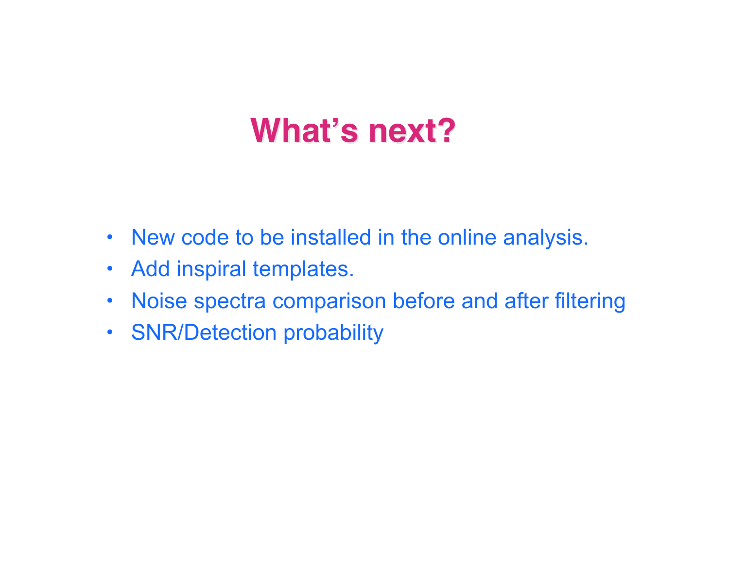# What's next?

- New code to be installed in the online analysis.
- Add inspiral templates.
- Noise spectra comparison before and after filtering
- SNR/Detection probability